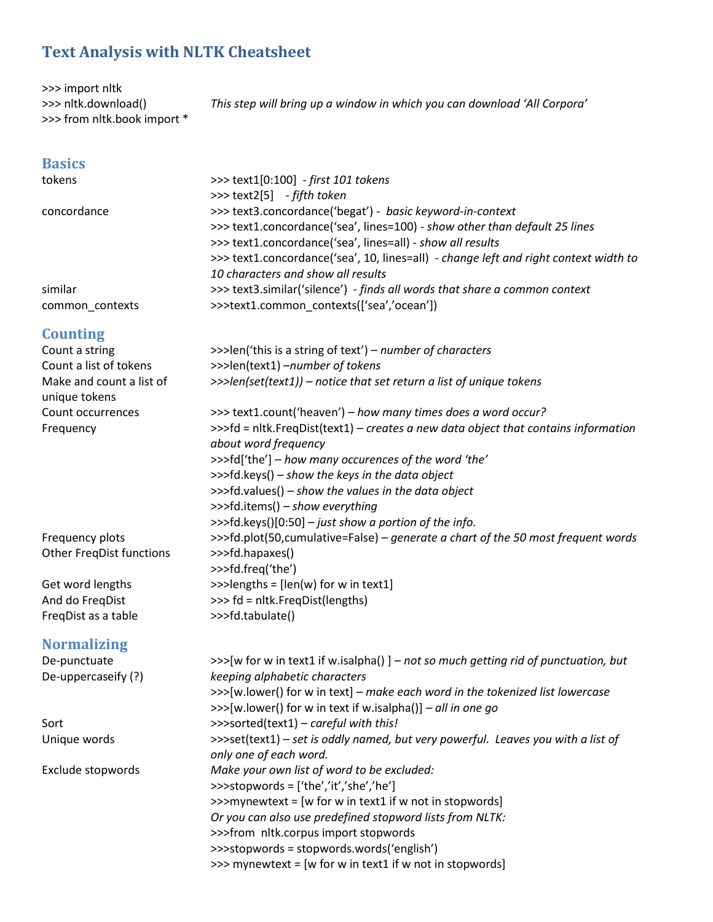# Text Analysis with NLTK Cheatsheet

| | |
|---|---|
| >>> import nltk | |
| >>> nltk.download() | *This step will bring up a window in which you can download 'All Corpora'* |
| >>> from nltk.book import * | |

## Basics

| | |
|---|---|
| tokens | >>> text1[0:100] *- first 101 tokens* |
| | >>> text2[5] *- fifth token* |
| concordance | >>> text3.concordance('begat') - *basic keyword-in-context* |
| | >>> text1.concordance('sea', lines=100) - *show other than default 25 lines* |
| | >>> text1.concordance('sea', lines=all) - *show all results* |
| | >>> text1.concordance('sea', 10, lines=all) - *change left and right context width to 10 characters and show all results* |
| similar | >>> text3.similar('silence') *- finds all words that share a common context* |
| common_contexts | >>>text1.common_contexts(['sea','ocean']) |

## Counting

| | |
|---|---|
| Count a string | >>>len('this is a string of text') – *number of characters* |
| Count a list of tokens | >>>len(text1) –*number of tokens* |
| Make and count a list of unique tokens | *>>>len(set(text1)) – notice that set return a list of unique tokens* |
| Count occurrences | >>> text1.count('heaven') – *how many times does a word occur?* |
| Frequency | >>>fd = nltk.FreqDist(text1) – *creates a new data object that contains information about word frequency* |
| | >>>fd['the'] – *how many occurences of the word 'the'* |
| | >>>fd.keys() – *show the keys in the data object* |
| | >>>fd.values() – *show the values in the data object* |
| | >>>fd.items() – *show everything* |
| | >>>fd.keys()[0:50] – *just show a portion of the info.* |
| Frequency plots | >>>fd.plot(50,cumulative=False) – *generate a chart of the 50 most frequent words* |
| Other FreqDist functions | >>>fd.hapaxes() |
| | >>>fd.freq('the') |
| Get word lengths | >>>lengths = [len(w) for w in text1] |
| And do FreqDist | >>> fd = nltk.FreqDist(lengths) |
| FreqDist as a table | >>>fd.tabulate() |

## Normalizing

| | |
|---|---|
| De-punctuate | >>>[w for w in text1 if w.isalpha() ] – *not so much getting rid of punctuation, but keeping alphabetic characters* |
| De-uppercaseify (?) | >>>[w.lower() for w in text] – *make each word in the tokenized list lowercase* |
| | >>>[w.lower() for w in text if w.isalpha()] – *all in one go* |
| Sort | >>>sorted(text1) – *careful with this!* |
| Unique words | >>>set(text1) – *set is oddly named, but very powerful. Leaves you with a list of only one of each word.* |
| Exclude stopwords | *Make your own list of word to be excluded:* |
| | >>>stopwords = ['the','it','she','he'] |
| | >>>mynewtext = [w for w in text1 if w not in stopwords] |
| | *Or you can also use predefined stopword lists from NLTK:* |
| | >>>from nltk.corpus import stopwords |
| | >>>stopwords = stopwords.words('english') |
| | >>> mynewtext = [w for w in text1 if w not in stopwords] |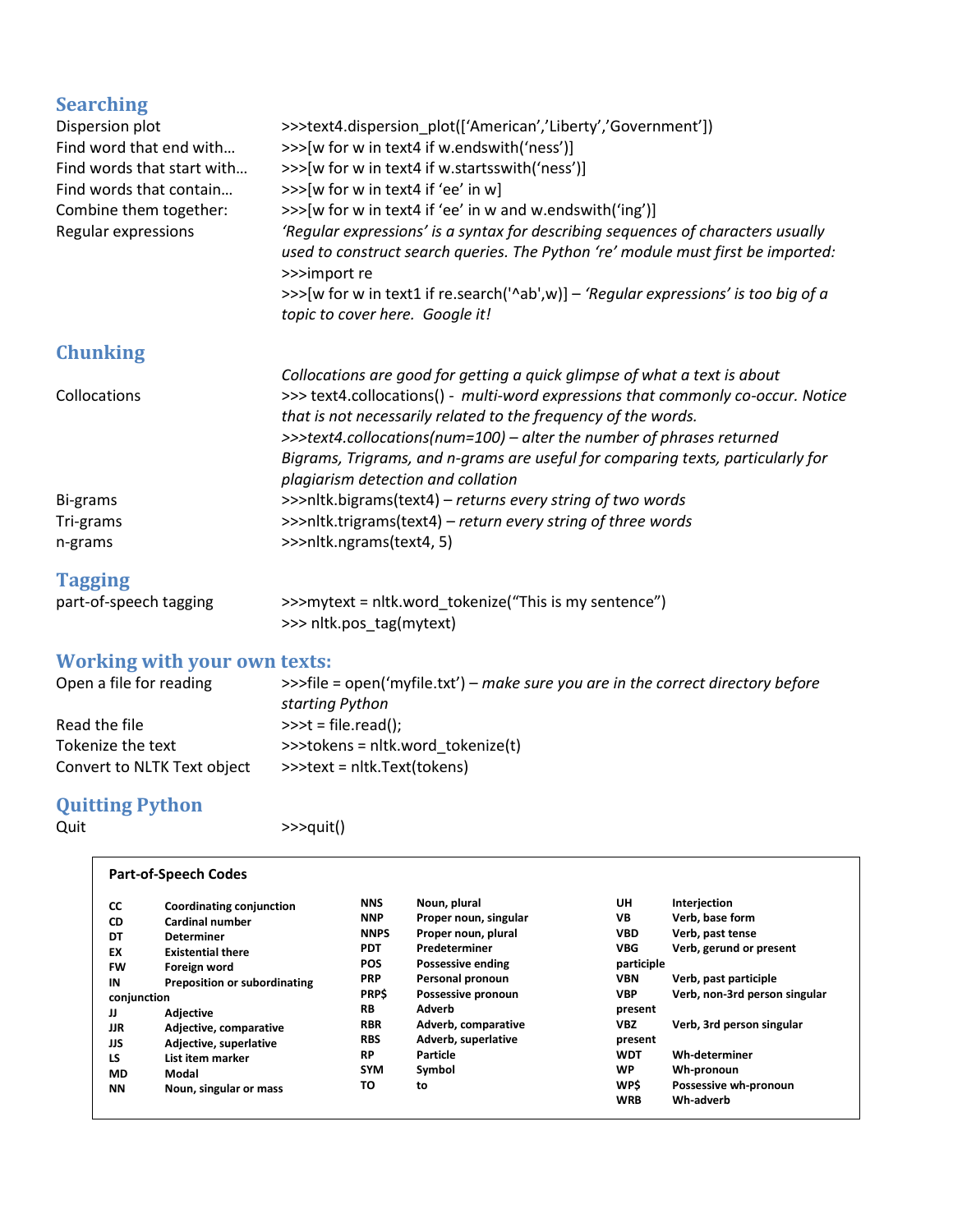## Searching

| | |
|---|---|
| Dispersion plot | >>>text4.dispersion_plot([‘American’,’Liberty’,’Government’]) |
| Find word that end with… | >>>[w for w in text4 if w.endswith(‘ness’)] |
| Find words that start with… | >>>[w for w in text4 if w.startsswith(‘ness’)] |
| Find words that contain… | >>>[w for w in text4 if ‘ee’ in w] |
| Combine them together: | >>>[w for w in text4 if ‘ee’ in w and w.endswith(‘ing’)] |
| Regular expressions | *‘Regular expressions’ is a syntax for describing sequences of characters usually used to construct search queries. The Python ‘re’ module must first be imported:* >>>import re >>>[w for w in text1 if re.search('^ab',w)] – *‘Regular expressions’ is too big of a topic to cover here. Google it!* |

## Chunking

| | |
|---|---|
| | *Collocations are good for getting a quick glimpse of what a text is about* |
| Collocations | >>> text4.collocations() - *multi-word expressions that commonly co-occur. Notice that is not necessarily related to the frequency of the words.* *>>>text4.collocations(num=100) – alter the number of phrases returned* *Bigrams, Trigrams, and n-grams are useful for comparing texts, particularly for plagiarism detection and collation* |
| Bi-grams | >>>nltk.bigrams(text4) – *returns every string of two words* |
| Tri-grams | >>>nltk.trigrams(text4) – *return every string of three words* |
| n-grams | >>>nltk.ngrams(text4, 5) |

## Tagging

| | |
|---|---|
| part-of-speech tagging | >>>mytext = nltk.word_tokenize(“This is my sentence”) >>> nltk.pos_tag(mytext) |

## Working with your own texts:

| | |
|---|---|
| Open a file for reading | >>>file = open(‘myfile.txt’) – *make sure you are in the correct directory before starting Python* |
| Read the file | >>>t = file.read(); |
| Tokenize the text | >>>tokens = nltk.word_tokenize(t) |
| Convert to NLTK Text object | >>>text = nltk.Text(tokens) |

## Quitting Python

| | |
|---|---|
| Quit | >>>quit() |

**Part-of-Speech Codes**

| Code | Description |
|---|---|
| **CC** | **Coordinating conjunction** |
| **CD** | **Cardinal number** |
| **DT** | **Determiner** |
| **EX** | **Existential there** |
| **FW** | **Foreign word** |
| **IN** | **Preposition or subordinating conjunction** |
| **JJ** | **Adjective** |
| **JJR** | **Adjective, comparative** |
| **JJS** | **Adjective, superlative** |
| **LS** | **List item marker** |
| **MD** | **Modal** |
| **NN** | **Noun, singular or mass** |
| **NNS** | **Noun, plural** |
| **NNP** | **Proper noun, singular** |
| **NNPS** | **Proper noun, plural** |
| **PDT** | **Predeterminer** |
| **POS** | **Possessive ending** |
| **PRP** | **Personal pronoun** |
| **PRP$** | **Possessive pronoun** |
| **RB** | **Adverb** |
| **RBR** | **Adverb, comparative** |
| **RBS** | **Adverb, superlative** |
| **RP** | **Particle** |
| **SYM** | **Symbol** |
| **TO** | **to** |
| **UH** | **Interjection** |
| **VB** | **Verb, base form** |
| **VBD** | **Verb, past tense** |
| **VBG** | **Verb, gerund or present participle** |
| **VBN** | **Verb, past participle** |
| **VBP** | **Verb, non-3rd person singular present** |
| **VBZ** | **Verb, 3rd person singular present** |
| **WDT** | **Wh-determiner** |
| **WP** | **Wh-pronoun** |
| **WP$** | **Possessive wh-pronoun** |
| **WRB** | **Wh-adverb** |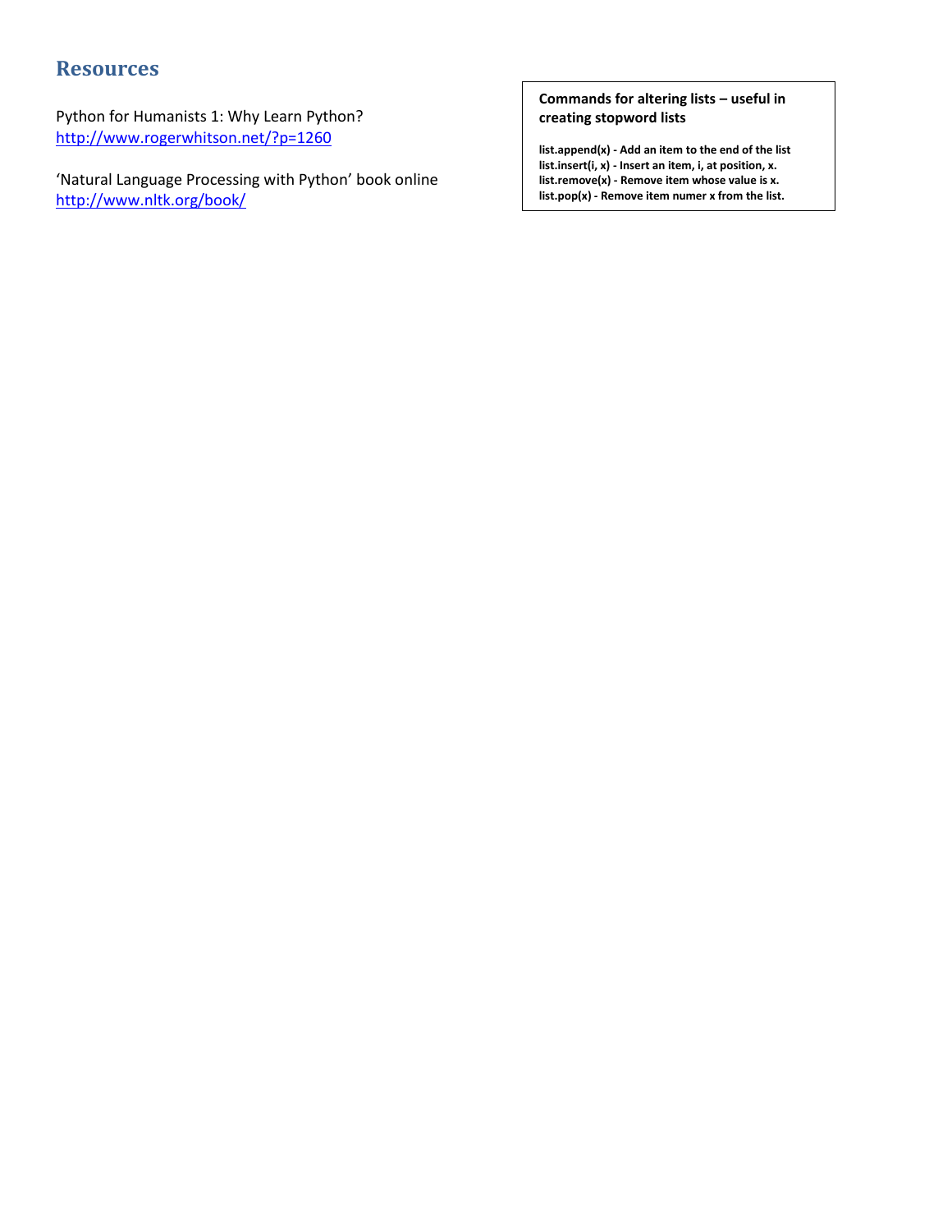## Resources

Python for Humanists 1: Why Learn Python?
http://www.rogerwhitson.net/?p=1260

'Natural Language Processing with Python' book online
http://www.nltk.org/book/

**Commands for altering lists – useful in creating stopword lists**

**list.append(x) - Add an item to the end of the list**
**list.insert(i, x) - Insert an item, i, at position, x.**
**list.remove(x) - Remove item whose value is x.**
**list.pop(x) - Remove item numer x from the list.**